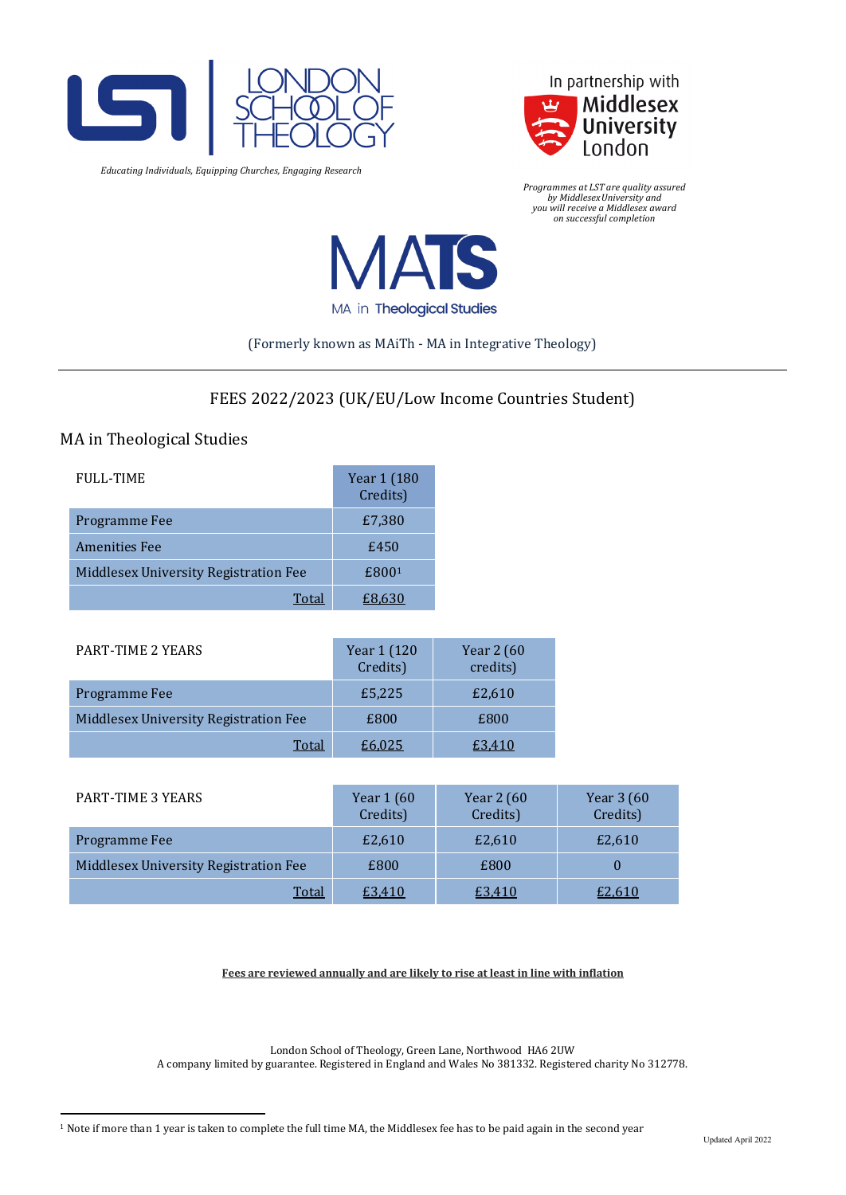LONDON SCHOOL OF THEOLOGY

*Educating Individuals, Equipping Churches, Engaging Research*

In partnership with Middlesex University London

*Programmes at LST are quality assured by Middlesex University and you will receive a Middlesex award on successful completion*

# MATS

MA in Theological Studies

(Formerly known as MAiTh - MA in Integrative Theology)

---

## FEES 2022/2023 (UK/EU/Low Income Countries Student)

### MA in Theological Studies

| FULL-TIME | Year 1 (180 Credits) |
|---|---|
| Programme Fee | £7,380 |
| Amenities Fee | £450 |
| Middlesex University Registration Fee | £800[1] |
| Total | £8,630 |

| PART-TIME 2 YEARS | Year 1 (120 Credits) | Year 2 (60 credits) |
|---|---|---|
| Programme Fee | £5,225 | £2,610 |
| Middlesex University Registration Fee | £800 | £800 |
| Total | £6,025 | £3,410 |

| PART-TIME 3 YEARS | Year 1 (60 Credits) | Year 2 (60 Credits) | Year 3 (60 Credits) |
|---|---|---|---|
| Programme Fee | £2,610 | £2,610 | £2,610 |
| Middlesex University Registration Fee | £800 | £800 | 0 |
| Total | £3,410 | £3,410 | £2,610 |

**Fees are reviewed annually and are likely to rise at least in line with inflation**

London School of Theology, Green Lane, Northwood HA6 2UW
A company limited by guarantee. Registered in England and Wales No 381332. Registered charity No 312778.

[1] Note if more than 1 year is taken to complete the full time MA, the Middlesex fee has to be paid again in the second year

Updated April 2022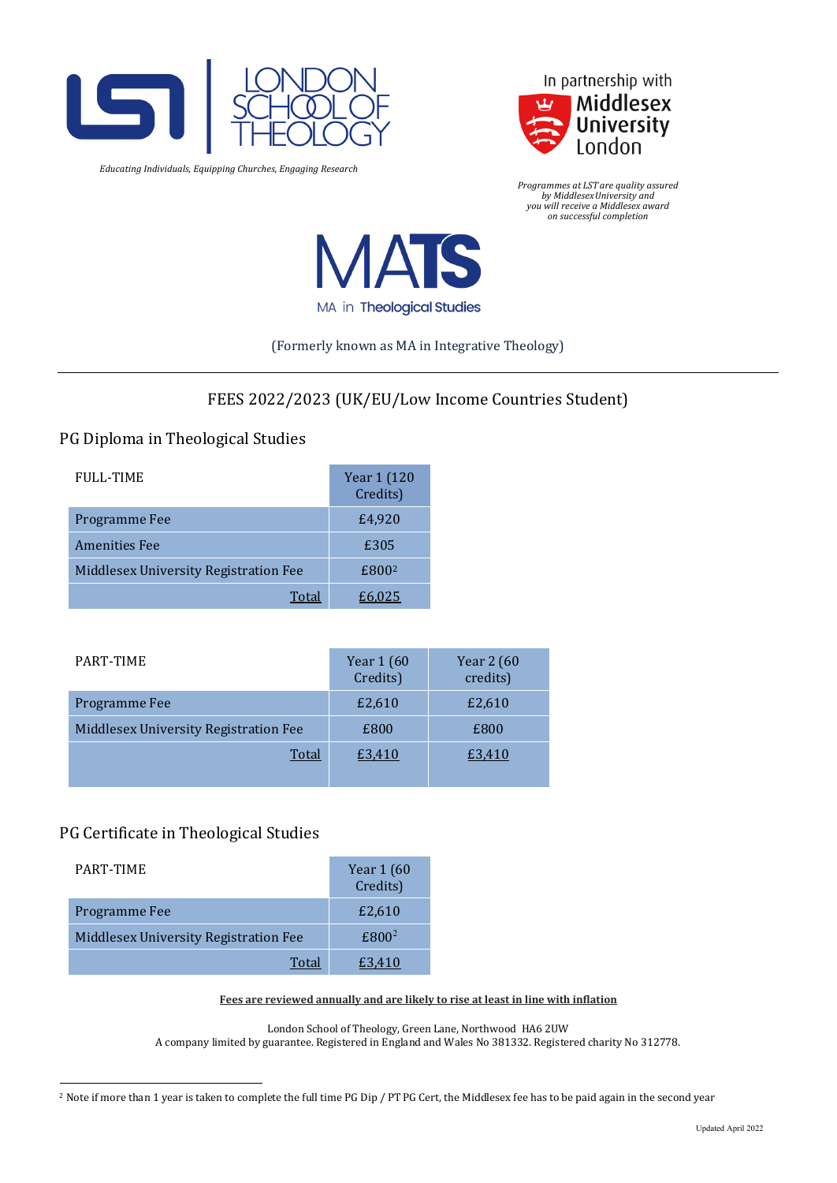Educating Individuals, Equipping Churches, Engaging Research

In partnership with Middlesex University London

*Programmes at LST are quality assured by Middlesex University and you will receive a Middlesex award on successful completion*

# MATS

MA in Theological Studies

(Formerly known as MA in Integrative Theology)

---

## FEES 2022/2023 (UK/EU/Low Income Countries Student)

### PG Diploma in Theological Studies

| FULL-TIME | Year 1 (120 Credits) |
|---|---|
| Programme Fee | £4,920 |
| Amenities Fee | £305 |
| Middlesex University Registration Fee | £800[2] |
| Total | £6,025 |

| PART-TIME | Year 1 (60 Credits) | Year 2 (60 credits) |
|---|---|---|
| Programme Fee | £2,610 | £2,610 |
| Middlesex University Registration Fee | £800 | £800 |
| Total | £3,410 | £3,410 |

### PG Certificate in Theological Studies

| PART-TIME | Year 1 (60 Credits) |
|---|---|
| Programme Fee | £2,610 |
| Middlesex University Registration Fee | £800[2] |
| Total | £3,410 |

**Fees are reviewed annually and are likely to rise at least in line with inflation**

London School of Theology, Green Lane, Northwood HA6 2UW
A company limited by guarantee. Registered in England and Wales No 381332. Registered charity No 312778.

[2] Note if more than 1 year is taken to complete the full time PG Dip / PT PG Cert, the Middlesex fee has to be paid again in the second year

Updated April 2022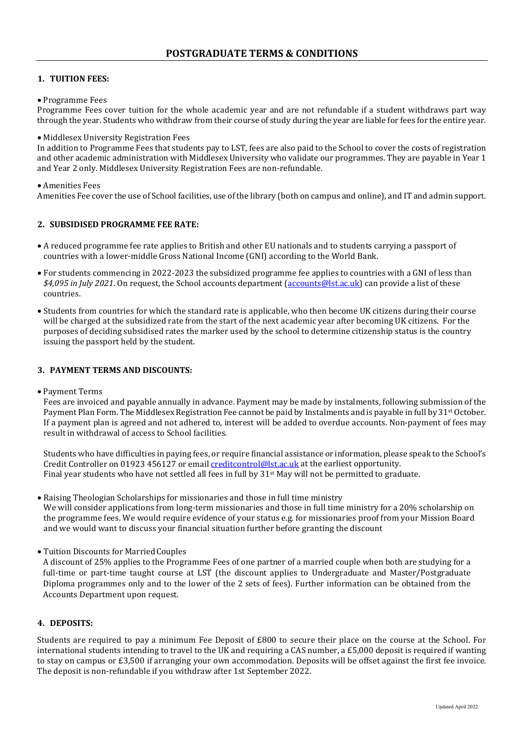# POSTGRADUATE TERMS & CONDITIONS

## 1. TUITION FEES:

- Programme Fees

Programme Fees cover tuition for the whole academic year and are not refundable if a student withdraws part way through the year. Students who withdraw from their course of study during the year are liable for fees for the entire year.

- Middlesex University Registration Fees

In addition to Programme Fees that students pay to LST, fees are also paid to the School to cover the costs of registration and other academic administration with Middlesex University who validate our programmes. They are payable in Year 1 and Year 2 only. Middlesex University Registration Fees are non-refundable.

- Amenities Fees

Amenities Fee cover the use of School facilities, use of the library (both on campus and online), and IT and admin support.

## 2. SUBSIDISED PROGRAMME FEE RATE:

- A reduced programme fee rate applies to British and other EU nationals and to students carrying a passport of countries with a lower-middle Gross National Income (GNI) according to the World Bank.
- For students commencing in 2022-2023 the subsidized programme fee applies to countries with a GNI of less than *$4,095 in July 2021*. On request, the School accounts department (accounts@lst.ac.uk) can provide a list of these countries.
- Students from countries for which the standard rate is applicable, who then become UK citizens during their course will be charged at the subsidized rate from the start of the next academic year after becoming UK citizens. For the purposes of deciding subsidised rates the marker used by the school to determine citizenship status is the country issuing the passport held by the student.

## 3. PAYMENT TERMS AND DISCOUNTS:

- Payment Terms

  Fees are invoiced and payable annually in advance. Payment may be made by instalments, following submission of the Payment Plan Form. The Middlesex Registration Fee cannot be paid by Instalments and is payable in full by 31st October. If a payment plan is agreed and not adhered to, interest will be added to overdue accounts. Non-payment of fees may result in withdrawal of access to School facilities.

  Students who have difficulties in paying fees, or require financial assistance or information, please speak to the School's Credit Controller on 01923 456127 or email creditcontrol@lst.ac.uk at the earliest opportunity.
  Final year students who have not settled all fees in full by 31st May will not be permitted to graduate.

- Raising Theologian Scholarships for missionaries and those in full time ministry

  We will consider applications from long-term missionaries and those in full time ministry for a 20% scholarship on the programme fees. We would require evidence of your status e.g. for missionaries proof from your Mission Board and we would want to discuss your financial situation further before granting the discount

- Tuition Discounts for Married Couples

  A discount of 25% applies to the Programme Fees of one partner of a married couple when both are studying for a full-time or part-time taught course at LST (the discount applies to Undergraduate and Master/Postgraduate Diploma programmes only and to the lower of the 2 sets of fees). Further information can be obtained from the Accounts Department upon request.

## 4. DEPOSITS:

Students are required to pay a minimum Fee Deposit of £800 to secure their place on the course at the School. For international students intending to travel to the UK and requiring a CAS number, a £5,000 deposit is required if wanting to stay on campus or £3,500 if arranging your own accommodation. Deposits will be offset against the first fee invoice. The deposit is non-refundable if you withdraw after 1st September 2022.

Updated April 2022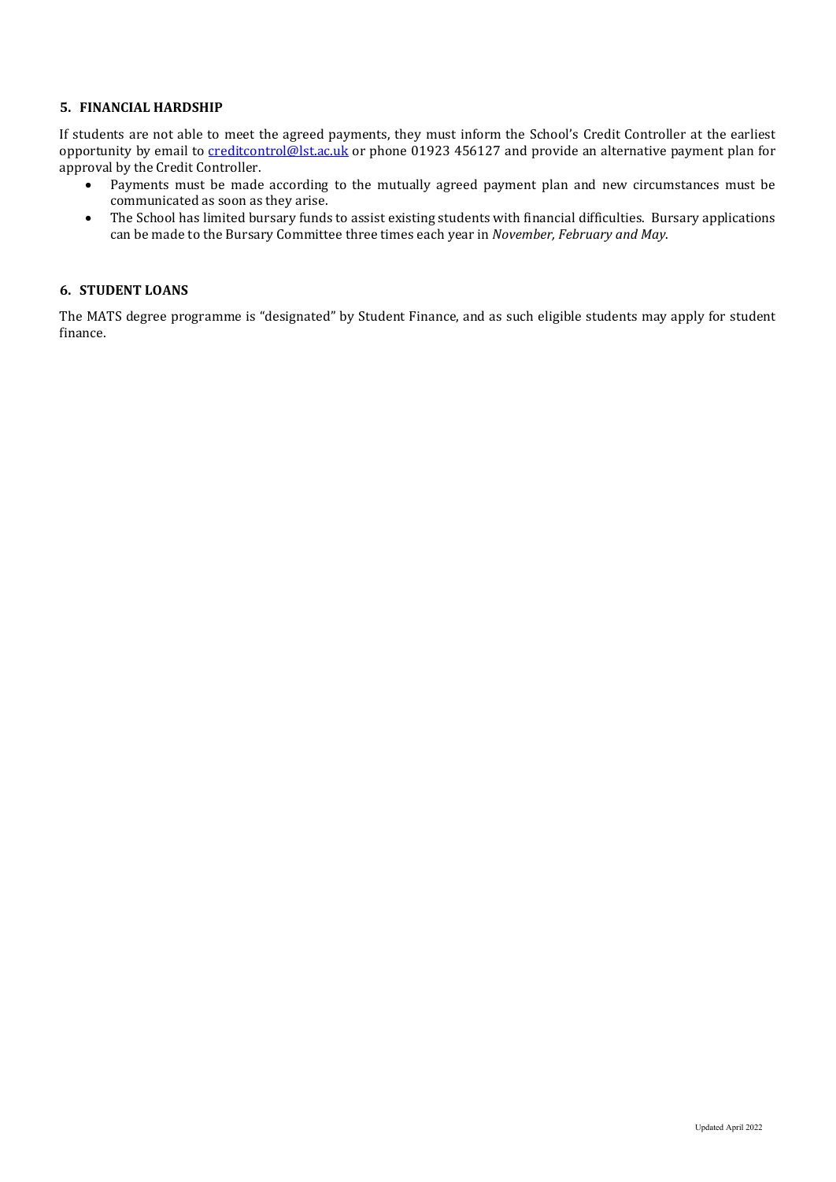## 5. FINANCIAL HARDSHIP

If students are not able to meet the agreed payments, they must inform the School's Credit Controller at the earliest opportunity by email to creditcontrol@lst.ac.uk or phone 01923 456127 and provide an alternative payment plan for approval by the Credit Controller.

- Payments must be made according to the mutually agreed payment plan and new circumstances must be communicated as soon as they arise.
- The School has limited bursary funds to assist existing students with financial difficulties. Bursary applications can be made to the Bursary Committee three times each year in *November, February and May*.

## 6. STUDENT LOANS

The MATS degree programme is "designated" by Student Finance, and as such eligible students may apply for student finance.

Updated April 2022